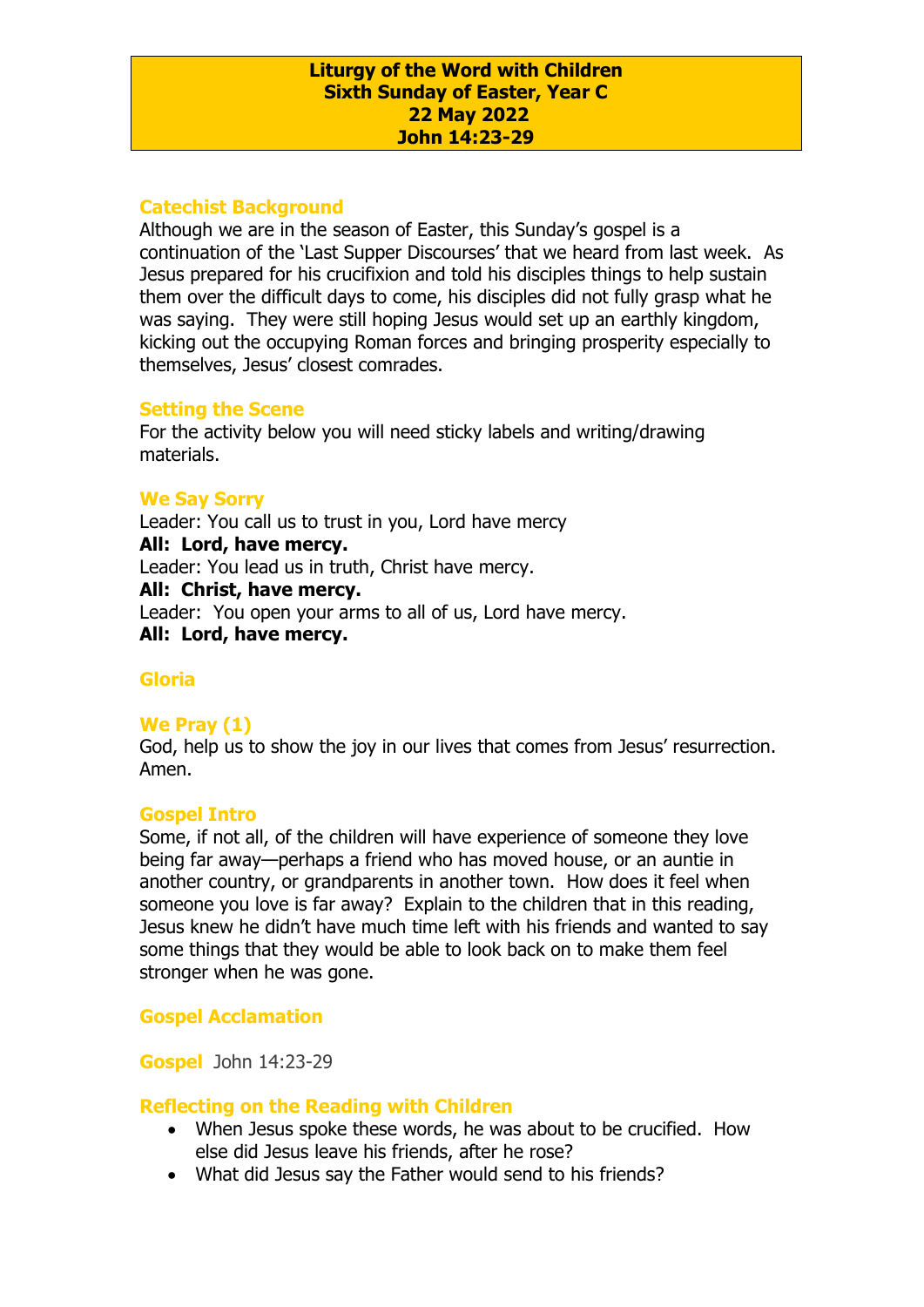**Liturgy of the Word with Children**
**Sixth Sunday of Easter, Year C**
**22 May 2022**
**John 14:23-29**

## Catechist Background

Although we are in the season of Easter, this Sunday's gospel is a continuation of the 'Last Supper Discourses' that we heard from last week. As Jesus prepared for his crucifixion and told his disciples things to help sustain them over the difficult days to come, his disciples did not fully grasp what he was saying. They were still hoping Jesus would set up an earthly kingdom, kicking out the occupying Roman forces and bringing prosperity especially to themselves, Jesus' closest comrades.

## Setting the Scene

For the activity below you will need sticky labels and writing/drawing materials.

## We Say Sorry

Leader: You call us to trust in you, Lord have mercy
**All: Lord, have mercy.**
Leader: You lead us in truth, Christ have mercy.
**All: Christ, have mercy.**
Leader: You open your arms to all of us, Lord have mercy.
**All: Lord, have mercy.**

## Gloria

## We Pray (1)

God, help us to show the joy in our lives that comes from Jesus' resurrection. Amen.

## Gospel Intro

Some, if not all, of the children will have experience of someone they love being far away—perhaps a friend who has moved house, or an auntie in another country, or grandparents in another town. How does it feel when someone you love is far away? Explain to the children that in this reading, Jesus knew he didn't have much time left with his friends and wanted to say some things that they would be able to look back on to make them feel stronger when he was gone.

## Gospel Acclamation

## Gospel John 14:23-29

## Reflecting on the Reading with Children

- When Jesus spoke these words, he was about to be crucified. How else did Jesus leave his friends, after he rose?
- What did Jesus say the Father would send to his friends?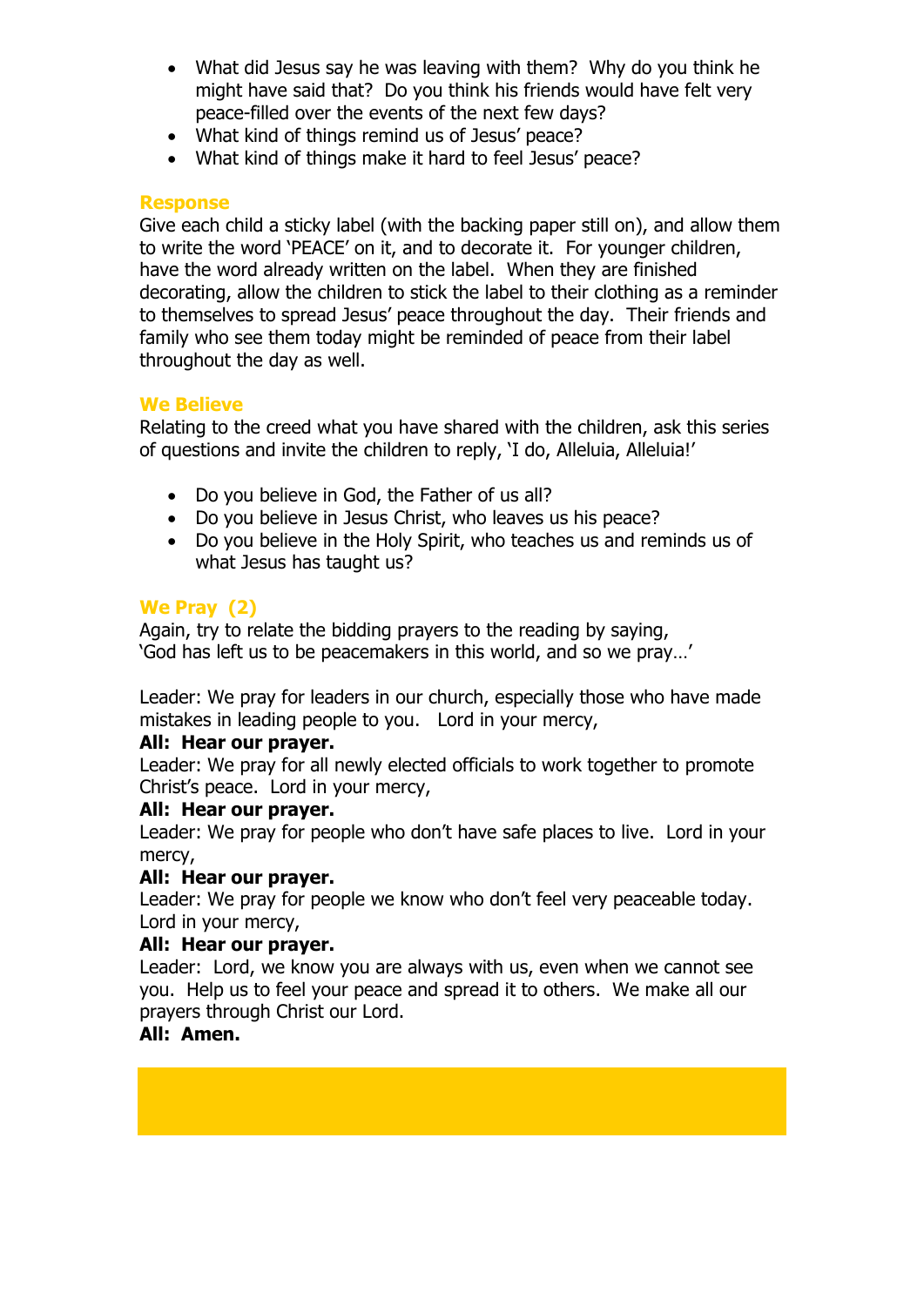- What did Jesus say he was leaving with them? Why do you think he might have said that? Do you think his friends would have felt very peace-filled over the events of the next few days?
- What kind of things remind us of Jesus' peace?
- What kind of things make it hard to feel Jesus' peace?

### Response

Give each child a sticky label (with the backing paper still on), and allow them to write the word 'PEACE' on it, and to decorate it. For younger children, have the word already written on the label. When they are finished decorating, allow the children to stick the label to their clothing as a reminder to themselves to spread Jesus' peace throughout the day. Their friends and family who see them today might be reminded of peace from their label throughout the day as well.

### We Believe

Relating to the creed what you have shared with the children, ask this series of questions and invite the children to reply, 'I do, Alleluia, Alleluia!'

- Do you believe in God, the Father of us all?
- Do you believe in Jesus Christ, who leaves us his peace?
- Do you believe in the Holy Spirit, who teaches us and reminds us of what Jesus has taught us?

### We Pray (2)

Again, try to relate the bidding prayers to the reading by saying, 'God has left us to be peacemakers in this world, and so we pray…'

Leader: We pray for leaders in our church, especially those who have made mistakes in leading people to you. Lord in your mercy,

**All: Hear our prayer.**

Leader: We pray for all newly elected officials to work together to promote Christ's peace. Lord in your mercy,

**All: Hear our prayer.**

Leader: We pray for people who don't have safe places to live. Lord in your mercy,

**All: Hear our prayer.**

Leader: We pray for people we know who don't feel very peaceable today. Lord in your mercy,

**All: Hear our prayer.**

Leader: Lord, we know you are always with us, even when we cannot see you. Help us to feel your peace and spread it to others. We make all our prayers through Christ our Lord.

**All: Amen.**